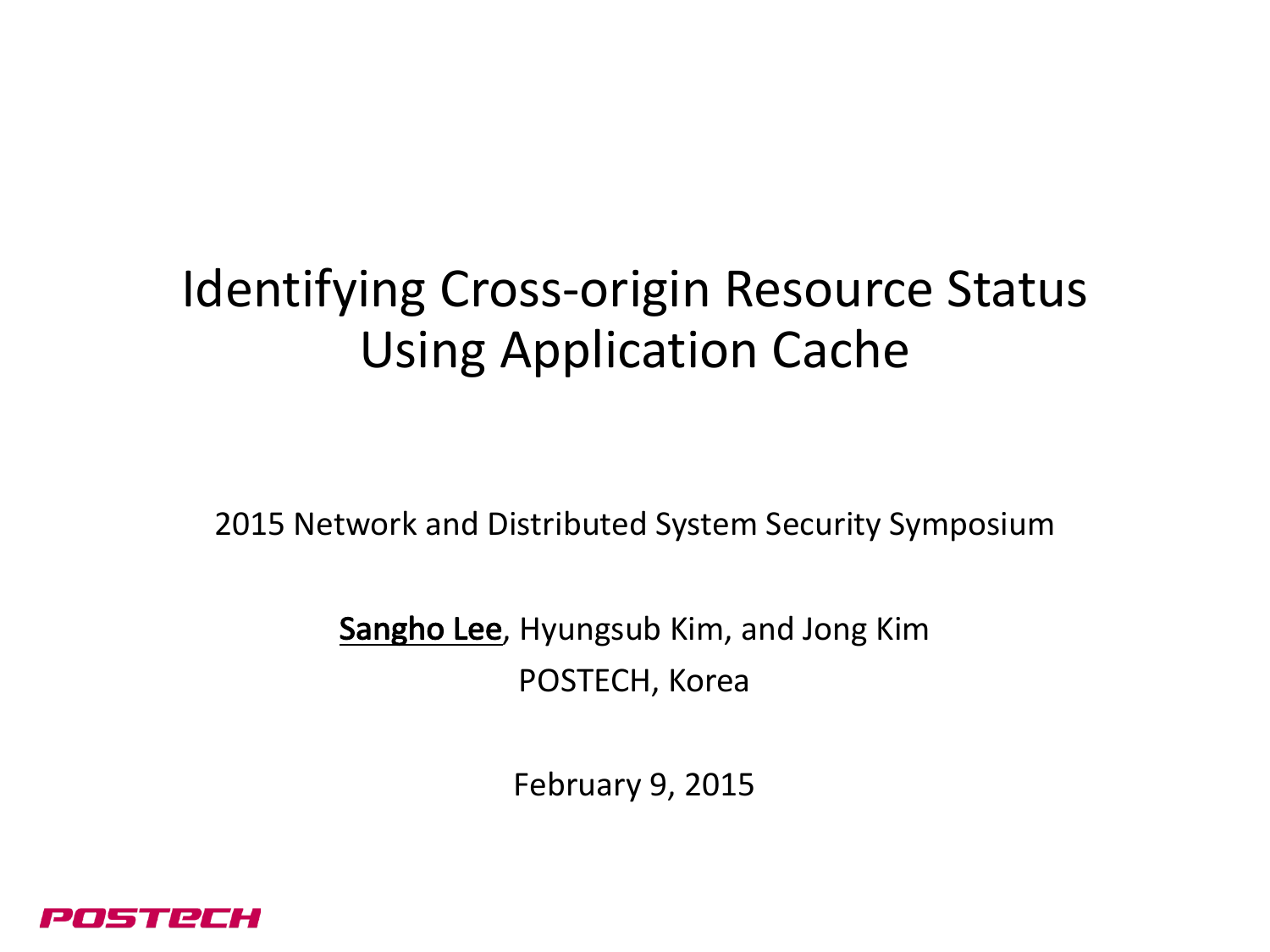# Identifying Cross-origin Resource Status Using Application Cache

2015 Network and Distributed System Security Symposium

**Sangho Lee**, Hyungsub Kim, and Jong Kim

POSTECH, Korea

February 9, 2015

POSTECH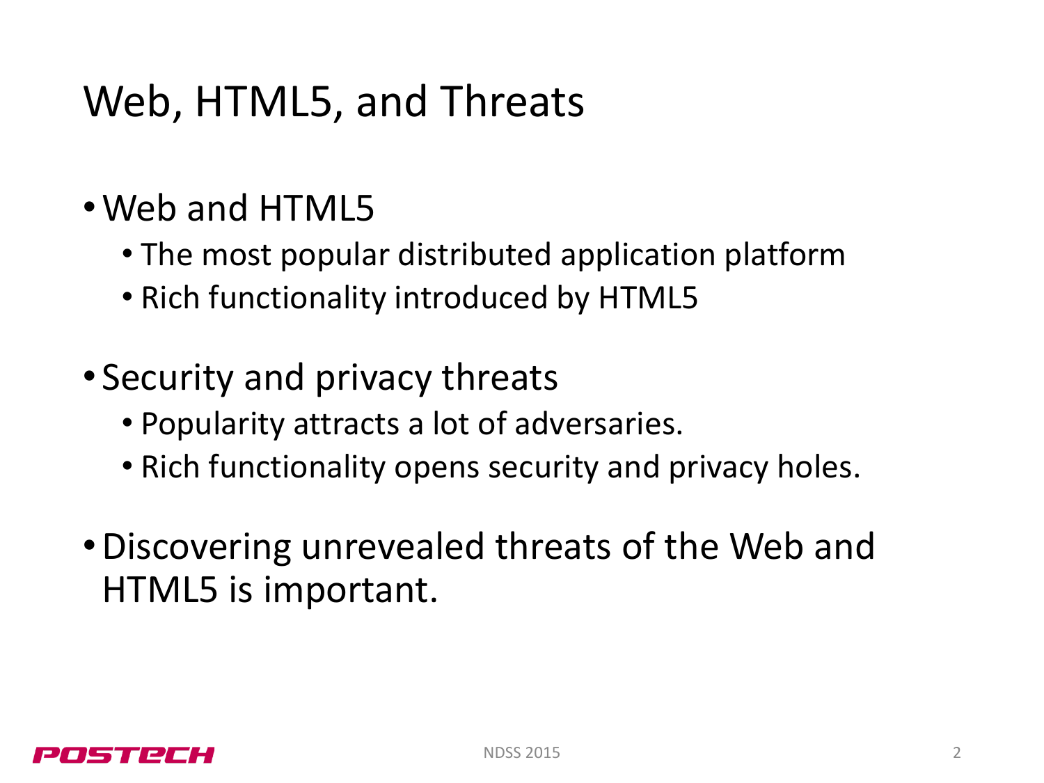# Web, HTML5, and Threats

- Web and HTML5
  - The most popular distributed application platform
  - Rich functionality introduced by HTML5
- Security and privacy threats
  - Popularity attracts a lot of adversaries.
  - Rich functionality opens security and privacy holes.
- Discovering unrevealed threats of the Web and HTML5 is important.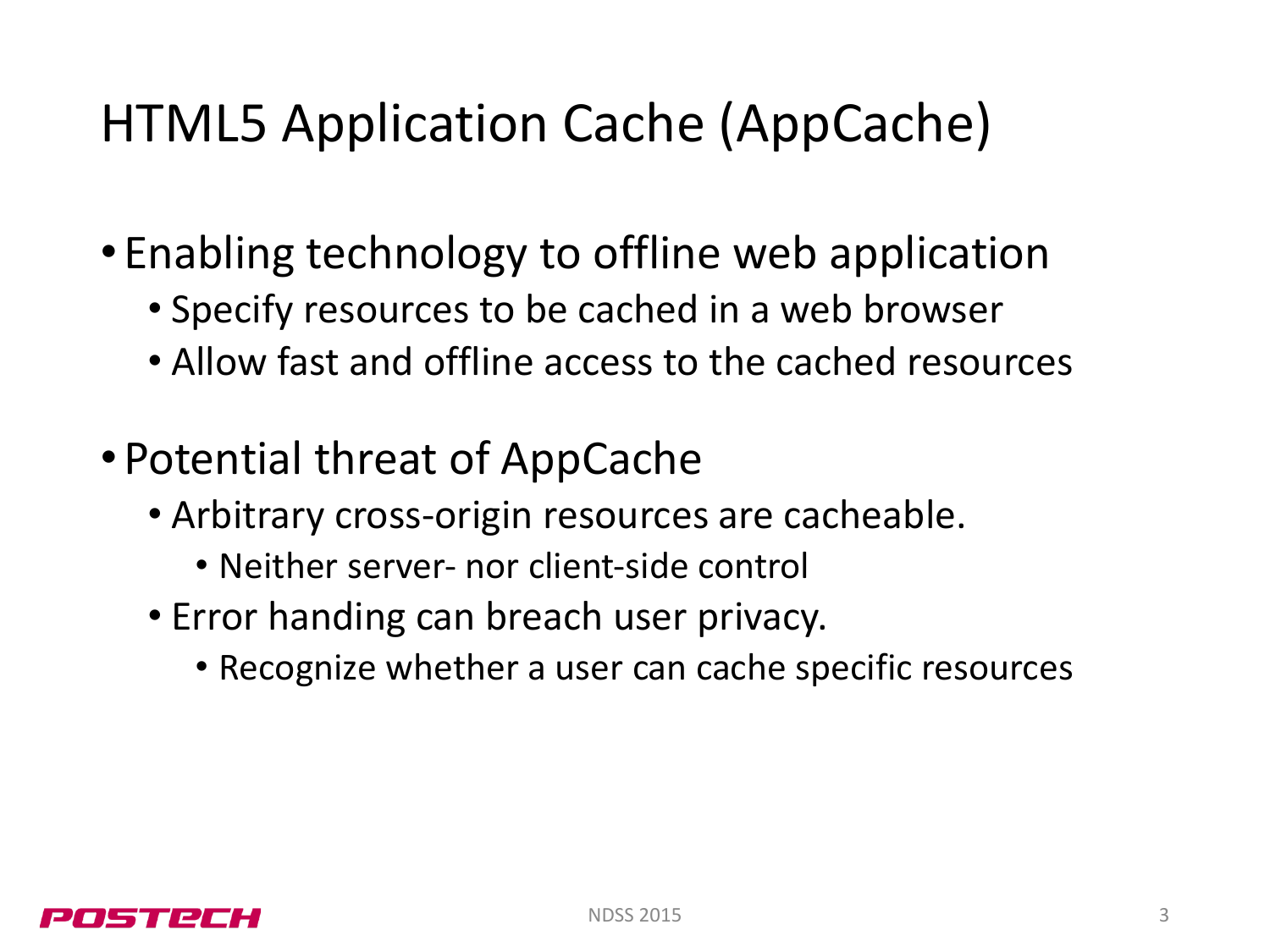# HTML5 Application Cache (AppCache)

- Enabling technology to offline web application
  - Specify resources to be cached in a web browser
  - Allow fast and offline access to the cached resources
- Potential threat of AppCache
  - Arbitrary cross-origin resources are cacheable.
    - Neither server- nor client-side control
  - Error handing can breach user privacy.
    - Recognize whether a user can cache specific resources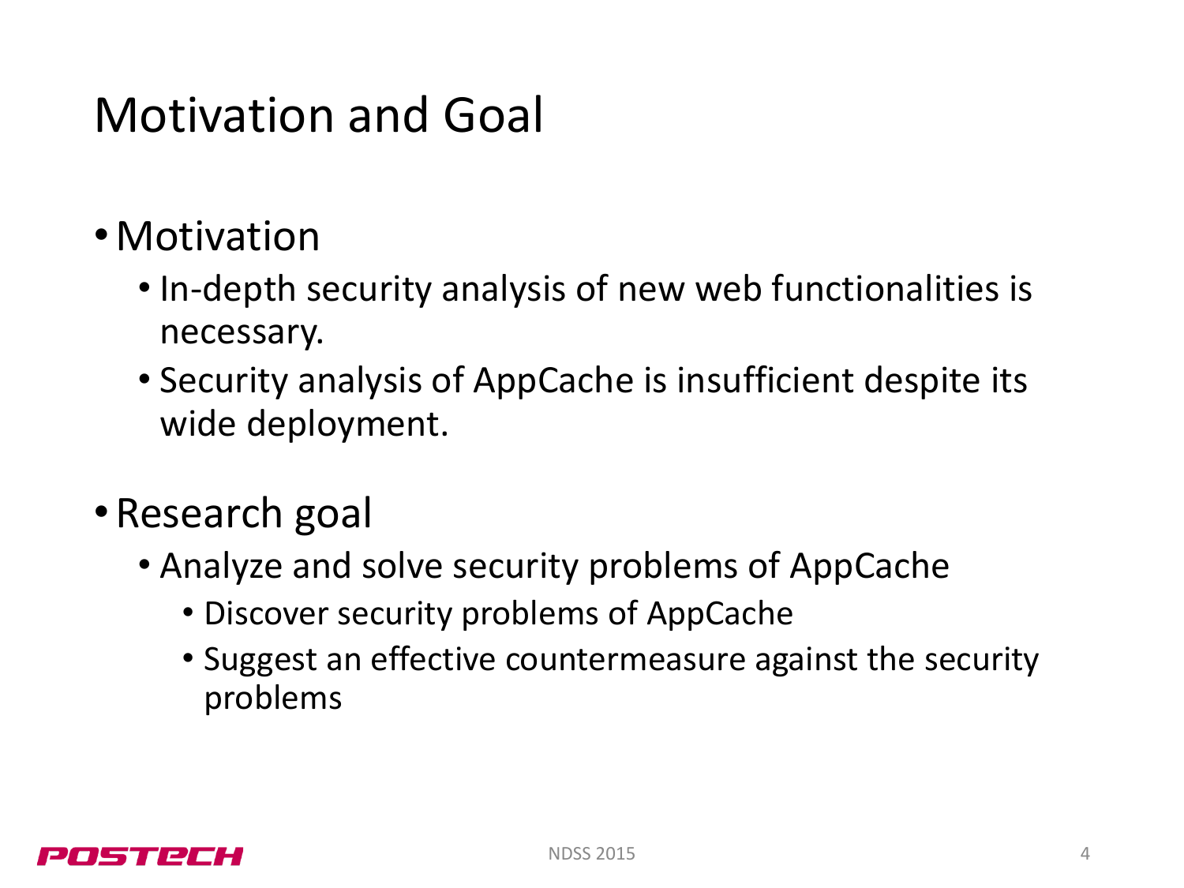# Motivation and Goal

- Motivation
  - In-depth security analysis of new web functionalities is necessary.
  - Security analysis of AppCache is insufficient despite its wide deployment.
- Research goal
  - Analyze and solve security problems of AppCache
    - Discover security problems of AppCache
    - Suggest an effective countermeasure against the security problems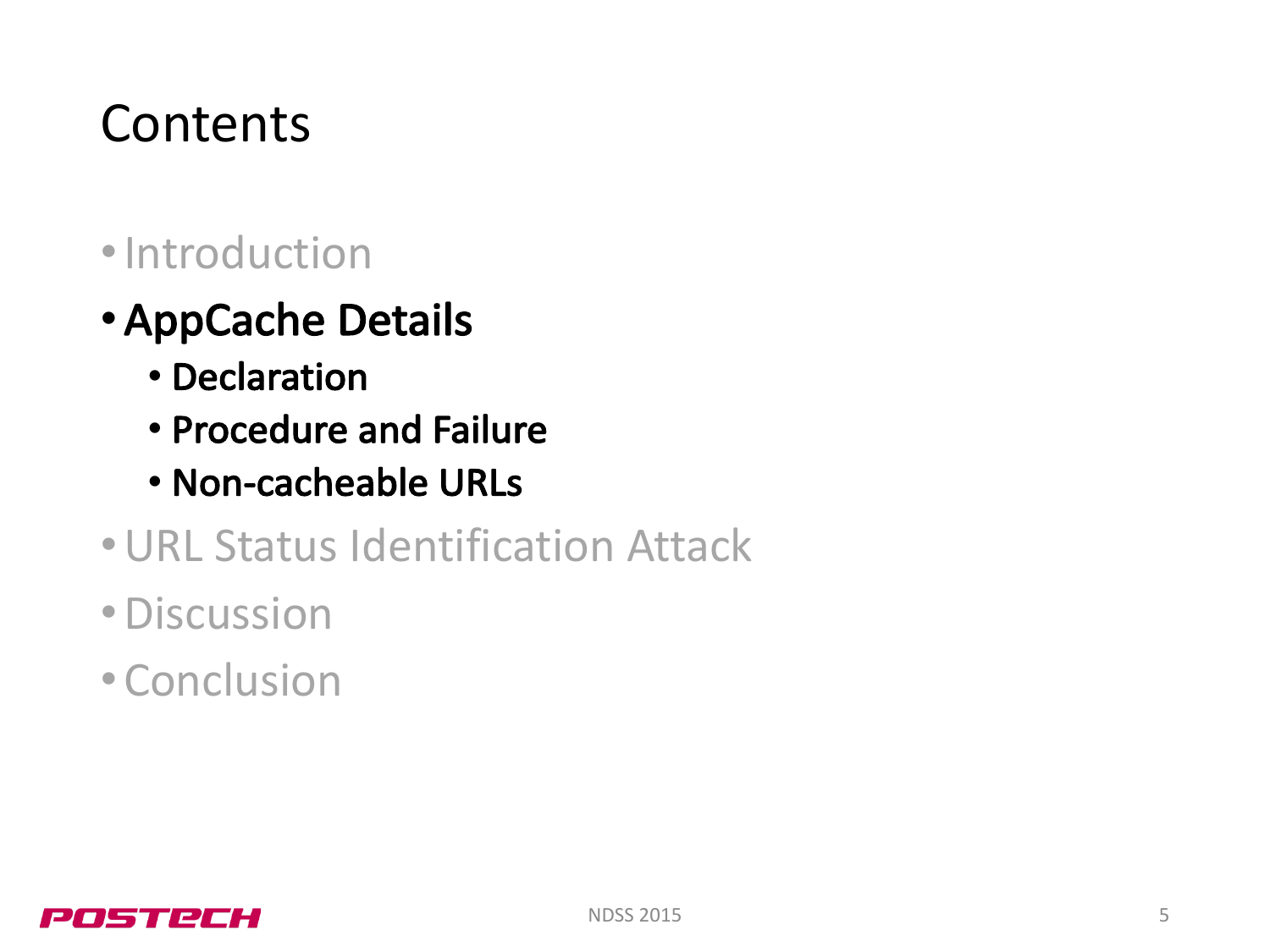# Contents

- Introduction
- **AppCache Details**
  - **Declaration**
  - **Procedure and Failure**
  - **Non-cacheable URLs**
- URL Status Identification Attack
- Discussion
- Conclusion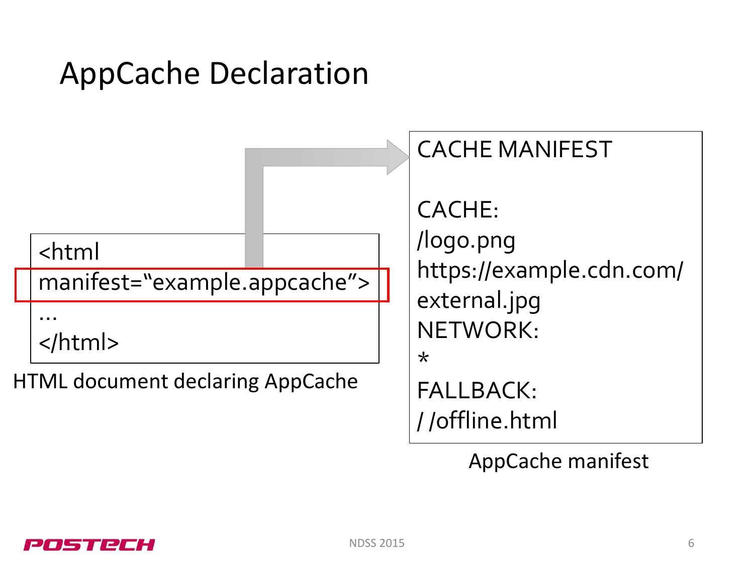# AppCache Declaration

```
<html
manifest="example.appcache">
...
</html>
```

HTML document declaring AppCache

```
CACHE MANIFEST

CACHE:
/logo.png
https://example.cdn.com/
external.jpg
NETWORK:
*
FALLBACK:
/ /offline.html
```

AppCache manifest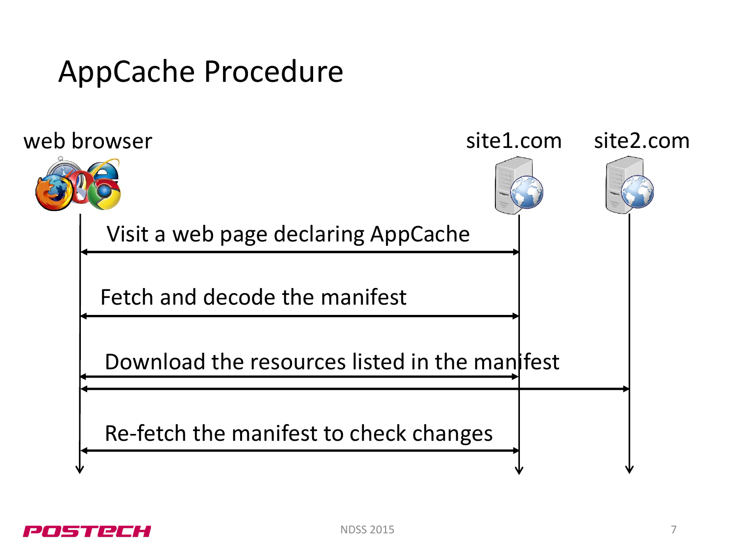# AppCache Procedure

web browser

site1.com

site2.com

Visit a web page declaring AppCache

Fetch and decode the manifest

Download the resources listed in the manifest

Re-fetch the manifest to check changes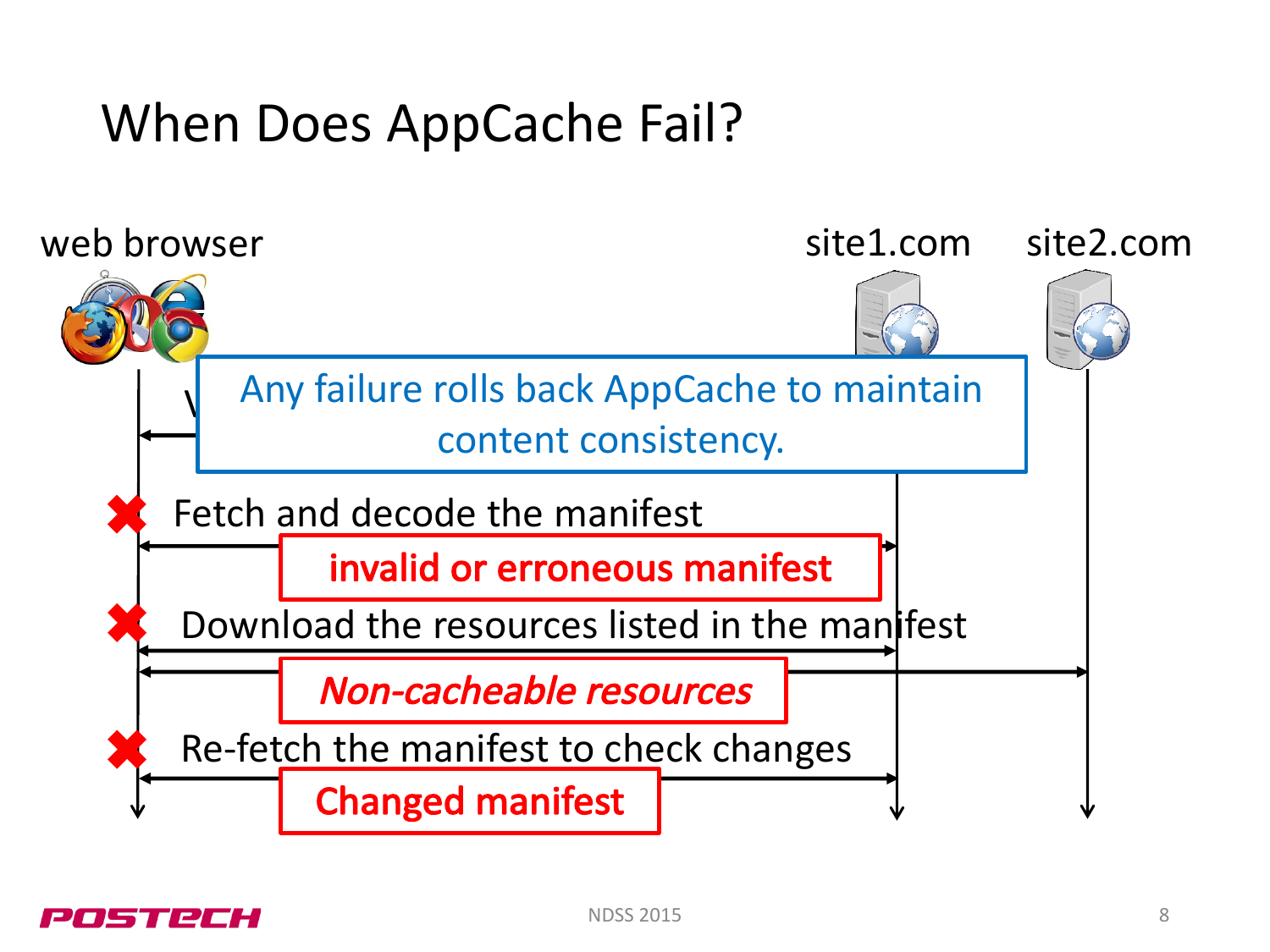# When Does AppCache Fail?

web browser

site1.com

site2.com

Any failure rolls back AppCache to maintain content consistency.

Fetch and decode the manifest

**invalid or erroneous manifest**

Download the resources listed in the manifest

***Non-cacheable resources***

Re-fetch the manifest to check changes

**Changed manifest**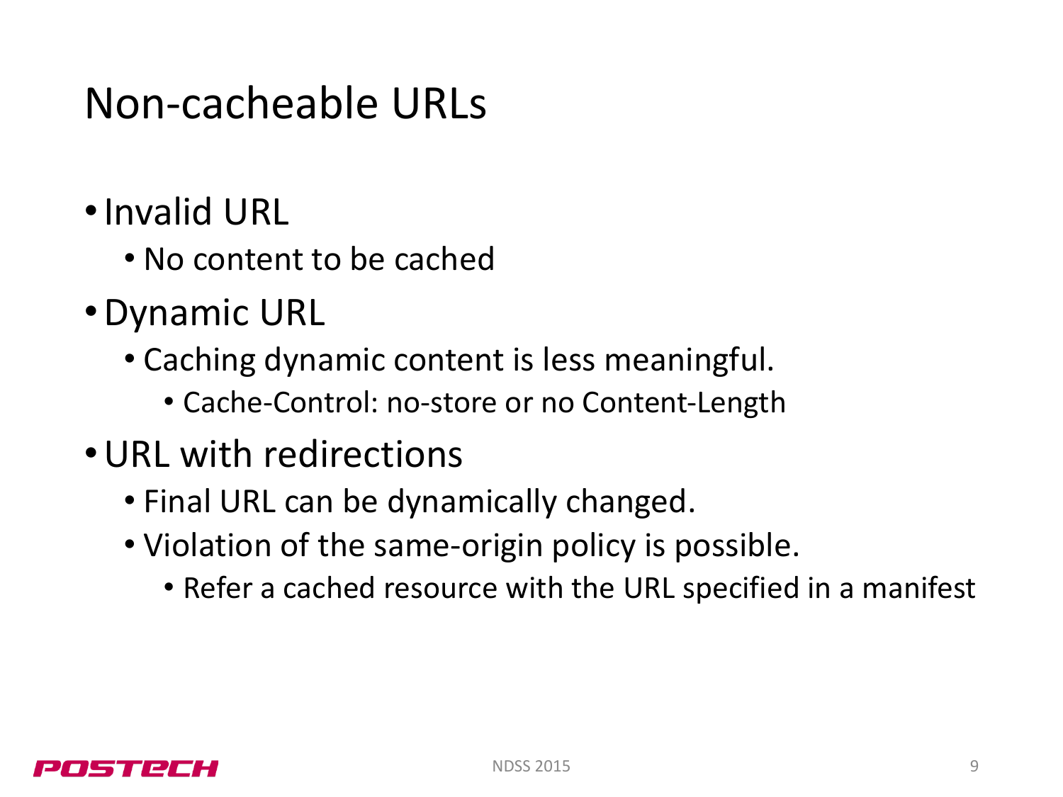# Non-cacheable URLs

- Invalid URL
  - No content to be cached
- Dynamic URL
  - Caching dynamic content is less meaningful.
    - Cache-Control: no-store or no Content-Length
- URL with redirections
  - Final URL can be dynamically changed.
  - Violation of the same-origin policy is possible.
    - Refer a cached resource with the URL specified in a manifest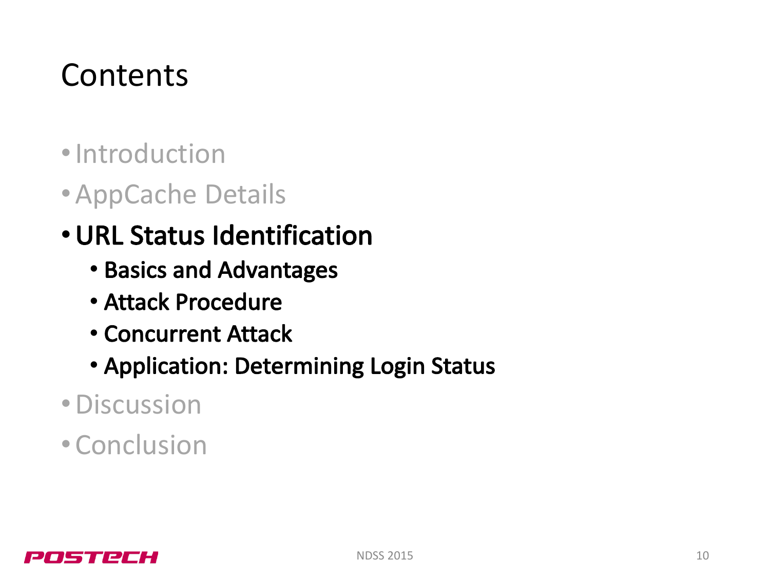# Contents

- Introduction
- AppCache Details
- **URL Status Identification**
  - **Basics and Advantages**
  - **Attack Procedure**
  - **Concurrent Attack**
  - **Application: Determining Login Status**
- Discussion
- Conclusion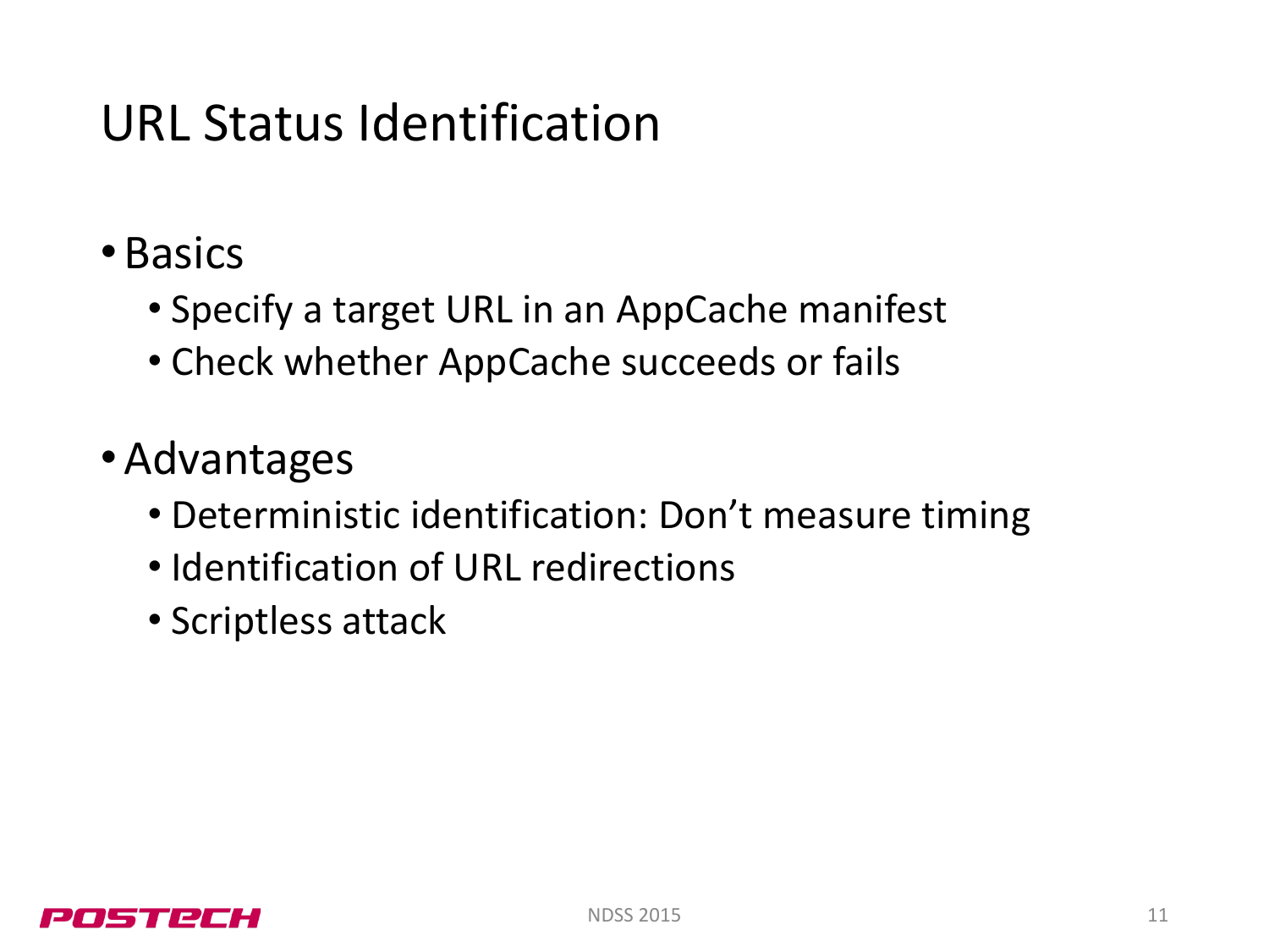# URL Status Identification

- Basics
  - Specify a target URL in an AppCache manifest
  - Check whether AppCache succeeds or fails
- Advantages
  - Deterministic identification: Don't measure timing
  - Identification of URL redirections
  - Scriptless attack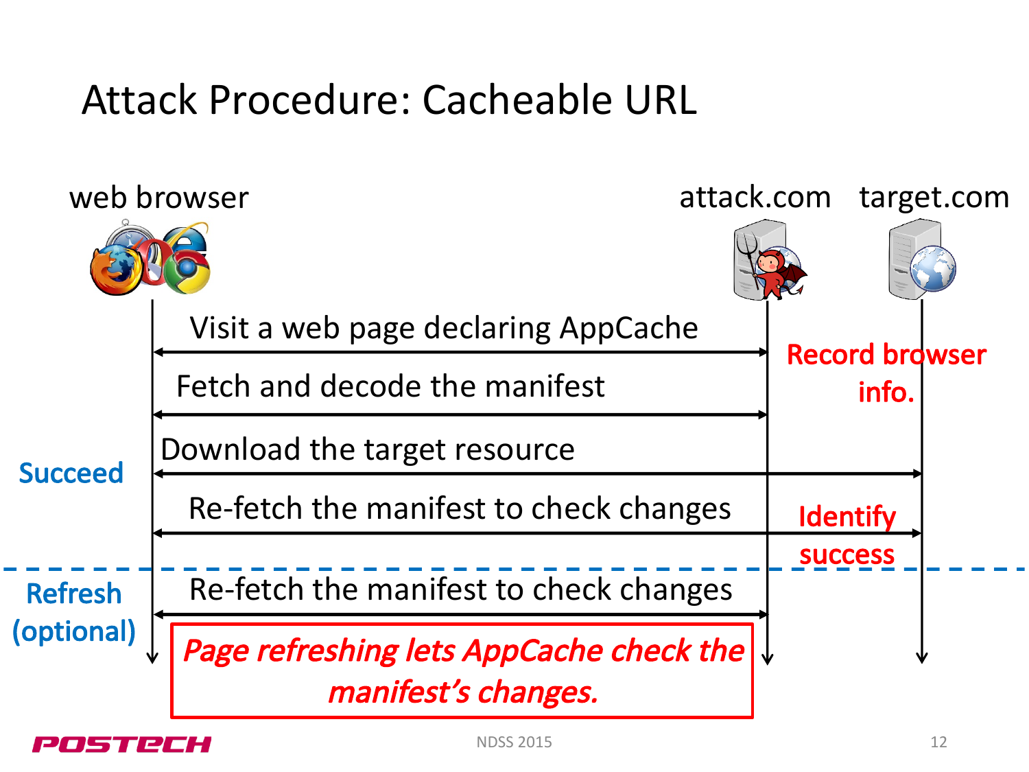# Attack Procedure: Cacheable URL

web browser | attack.com | target.com

- Visit a web page declaring AppCache
- Fetch and decode the manifest
- Download the target resource
- Re-fetch the manifest to check changes

**Record browser info.**

**Identify success**

**Succeed**

**Refresh (optional)**

- Re-fetch the manifest to check changes

***Page refreshing lets AppCache check the manifest's changes.***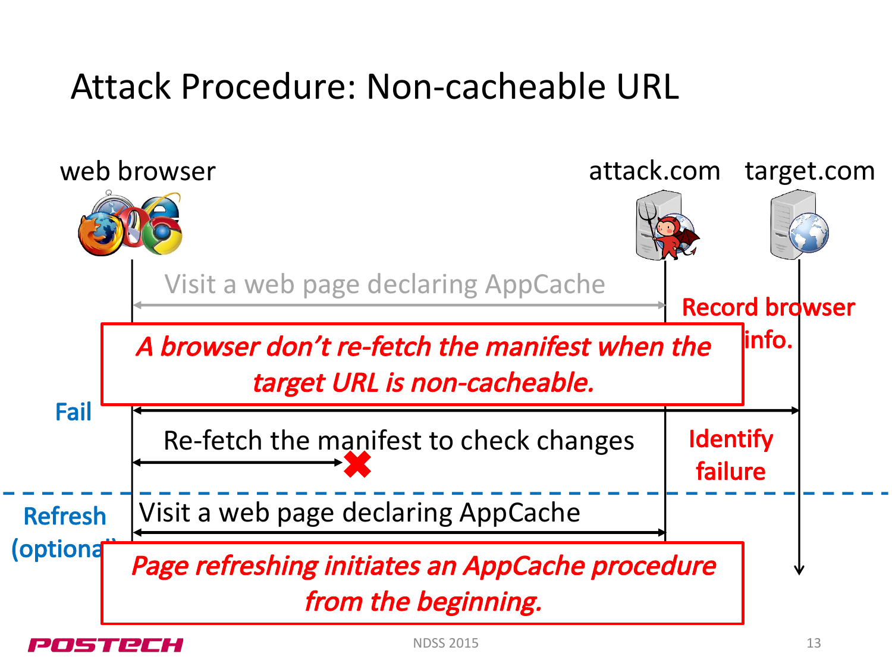# Attack Procedure: Non-cacheable URL

web browser

attack.com

target.com

Visit a web page declaring AppCache

Record browser info.

*A browser don't re-fetch the manifest when the target URL is non-cacheable.*

Fail

Re-fetch the manifest to check changes

Identify failure

Refresh (optional)

Visit a web page declaring AppCache

*Page refreshing initiates an AppCache procedure from the beginning.*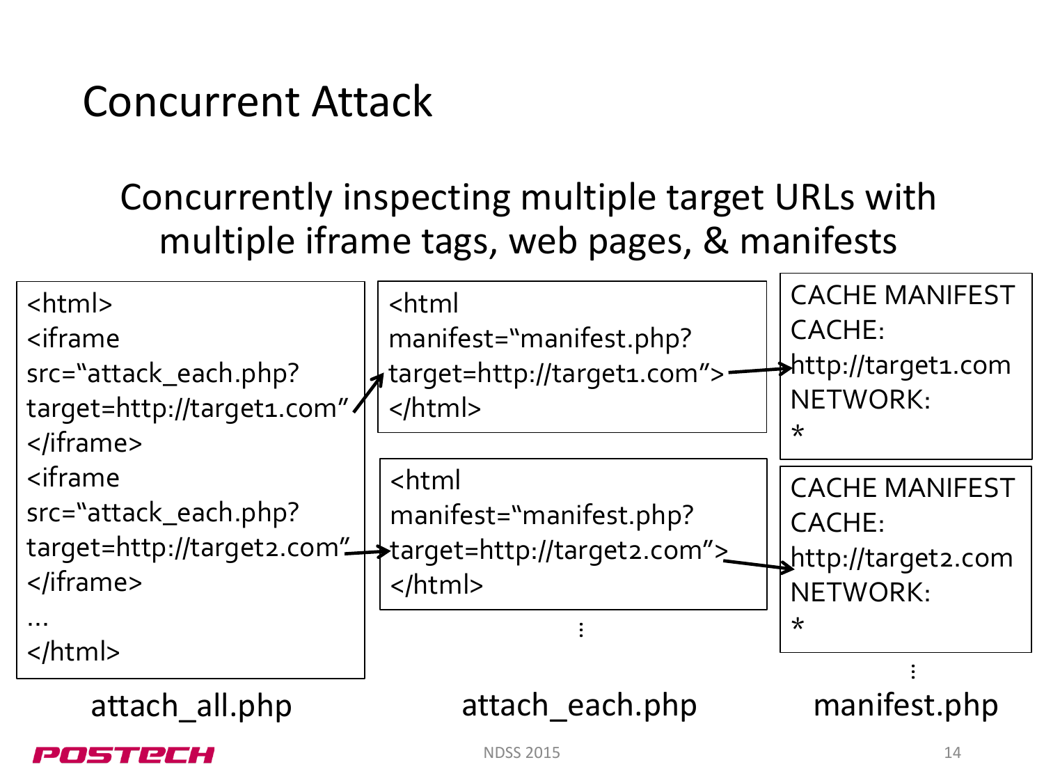# Concurrent Attack

Concurrently inspecting multiple target URLs with multiple iframe tags, web pages, & manifests

**attach_all.php**

```
<html>
<iframe
src="attack_each.php?
target=http://target1.com"
</iframe>
<iframe
src="attack_each.php?
target=http://target2.com"
</iframe>
...
</html>
```

**attach_each.php**

```
<html
manifest="manifest.php?
target=http://target1.com">
</html>
```

```
<html
manifest="manifest.php?
target=http://target2.com">
</html>
```

⋮

**manifest.php**

```
CACHE MANIFEST
CACHE:
http://target1.com
NETWORK:
*
```

```
CACHE MANIFEST
CACHE:
http://target2.com
NETWORK:
*
```

⋮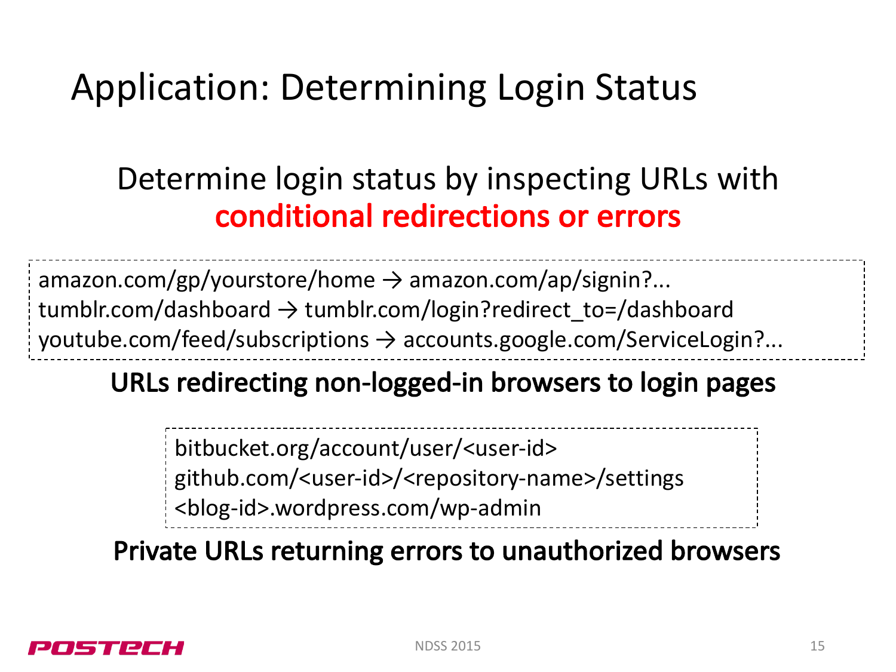# Application: Determining Login Status

Determine login status by inspecting URLs with **conditional redirections or errors**

```
amazon.com/gp/yourstore/home → amazon.com/ap/signin?...
tumblr.com/dashboard → tumblr.com/login?redirect_to=/dashboard
youtube.com/feed/subscriptions → accounts.google.com/ServiceLogin?...
```

**URLs redirecting non-logged-in browsers to login pages**

```
bitbucket.org/account/user/<user-id>
github.com/<user-id>/<repository-name>/settings
<blog-id>.wordpress.com/wp-admin
```

**Private URLs returning errors to unauthorized browsers**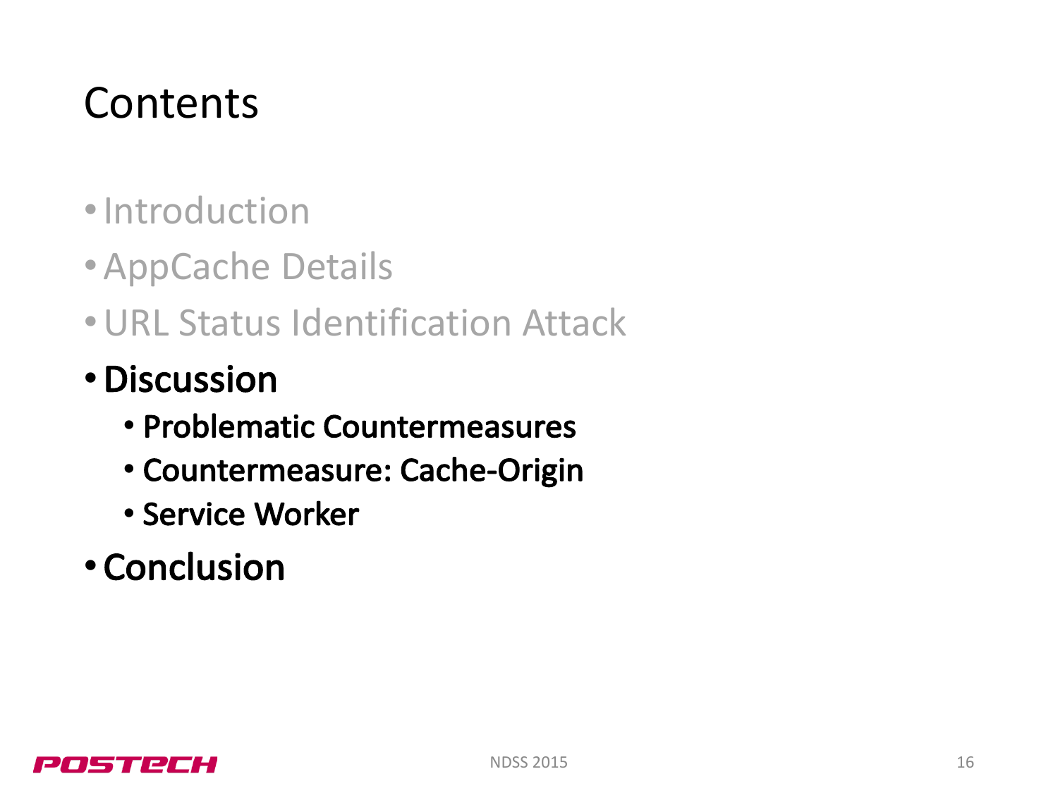# Contents

- Introduction
- AppCache Details
- URL Status Identification Attack
- **Discussion**
  - **Problematic Countermeasures**
  - **Countermeasure: Cache-Origin**
  - **Service Worker**
- **Conclusion**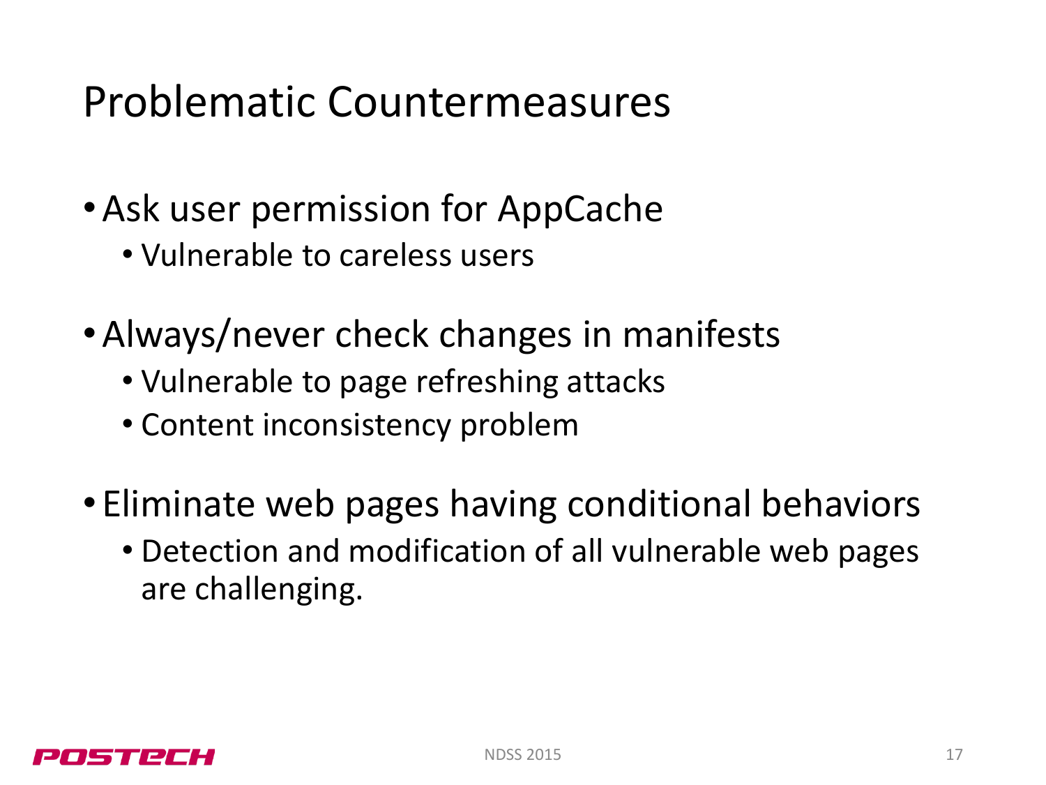# Problematic Countermeasures

- Ask user permission for AppCache
  - Vulnerable to careless users
- Always/never check changes in manifests
  - Vulnerable to page refreshing attacks
  - Content inconsistency problem
- Eliminate web pages having conditional behaviors
  - Detection and modification of all vulnerable web pages are challenging.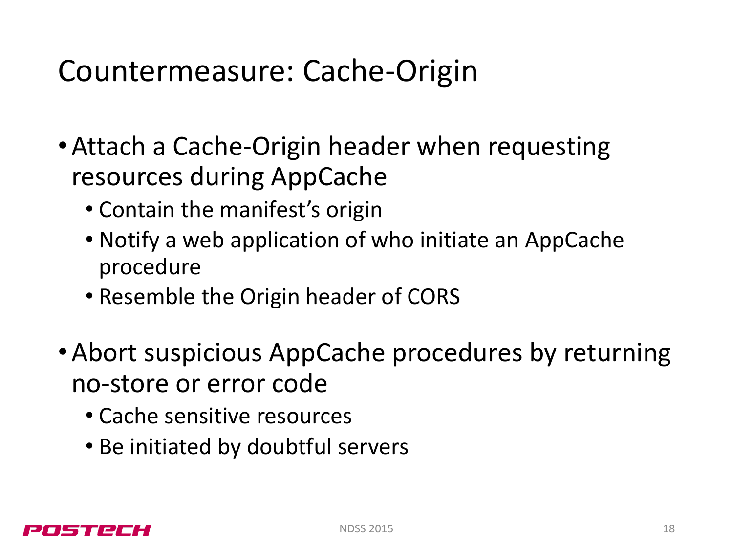# Countermeasure: Cache-Origin

- Attach a Cache-Origin header when requesting resources during AppCache
  - Contain the manifest's origin
  - Notify a web application of who initiate an AppCache procedure
  - Resemble the Origin header of CORS
- Abort suspicious AppCache procedures by returning no-store or error code
  - Cache sensitive resources
  - Be initiated by doubtful servers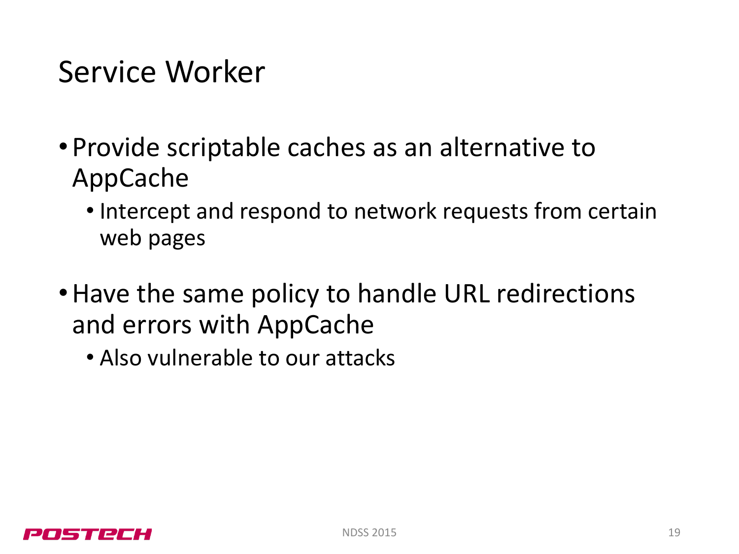# Service Worker

- Provide scriptable caches as an alternative to AppCache
  - Intercept and respond to network requests from certain web pages
- Have the same policy to handle URL redirections and errors with AppCache
  - Also vulnerable to our attacks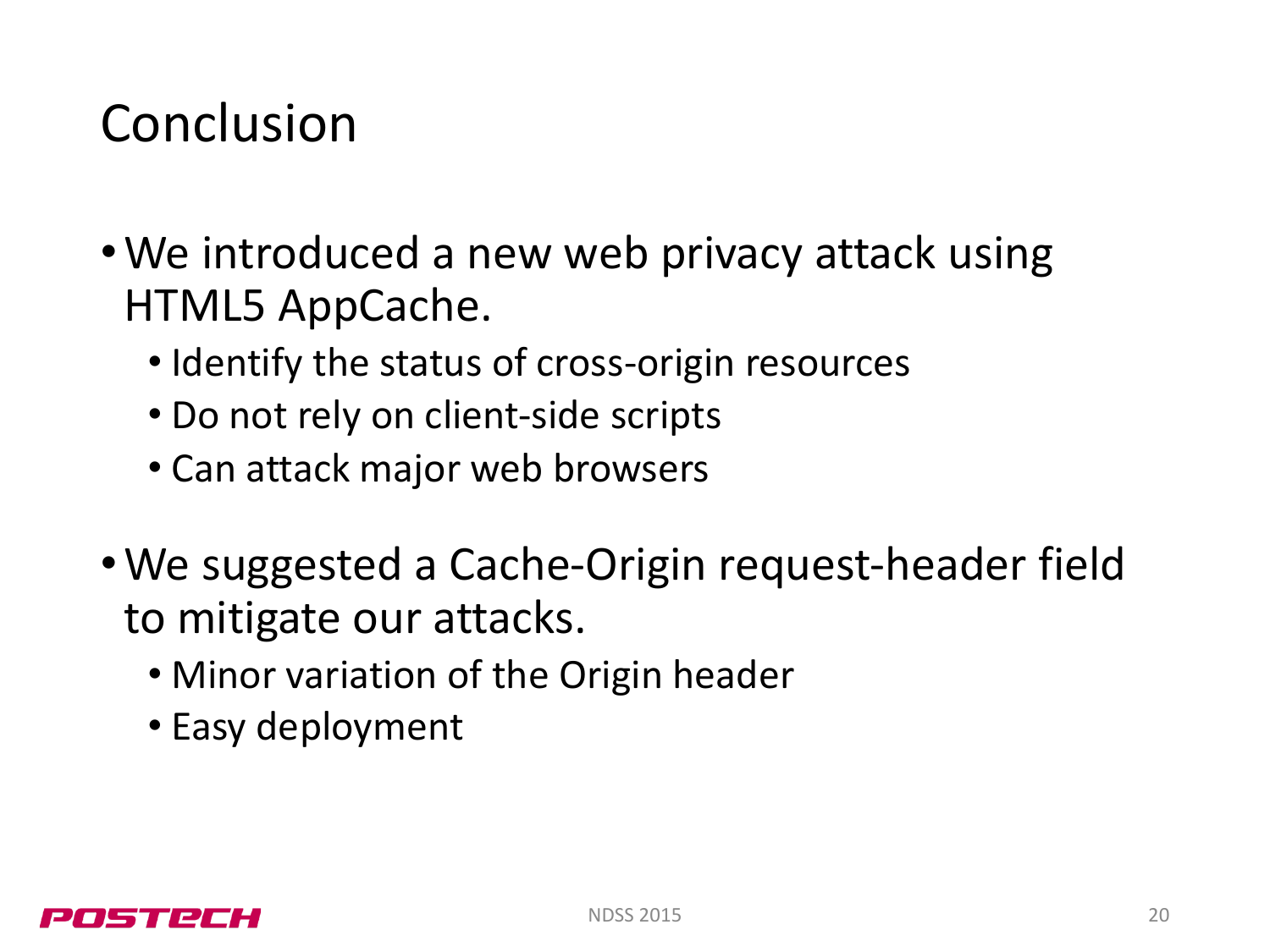# Conclusion

- We introduced a new web privacy attack using HTML5 AppCache.
  - Identify the status of cross-origin resources
  - Do not rely on client-side scripts
  - Can attack major web browsers
- We suggested a Cache-Origin request-header field to mitigate our attacks.
  - Minor variation of the Origin header
  - Easy deployment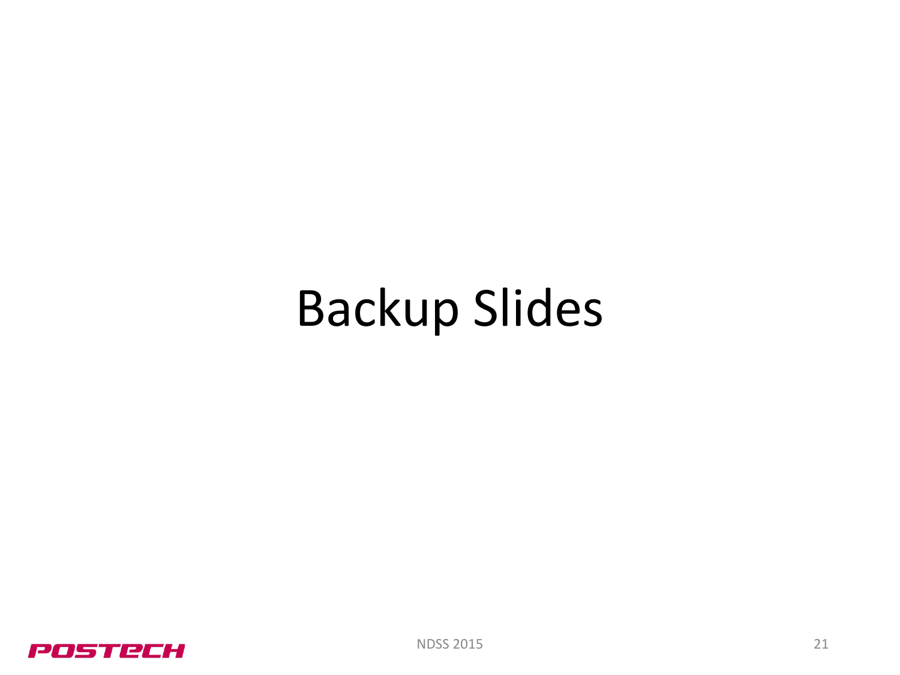# Backup Slides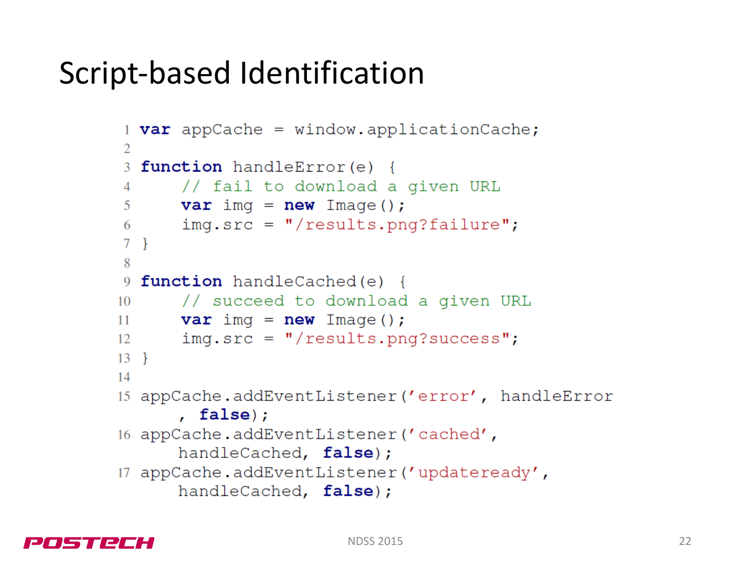# Script-based Identification

```
1  var appCache = window.applicationCache;
2
3  function handleError(e) {
4      // fail to download a given URL
5      var img = new Image();
6      img.src = "/results.png?failure";
7  }
8
9  function handleCached(e) {
10     // succeed to download a given URL
11     var img = new Image();
12     img.src = "/results.png?success";
13 }
14
15 appCache.addEventListener('error', handleError
       , false);
16 appCache.addEventListener('cached',
       handleCached, false);
17 appCache.addEventListener('updateready',
       handleCached, false);
```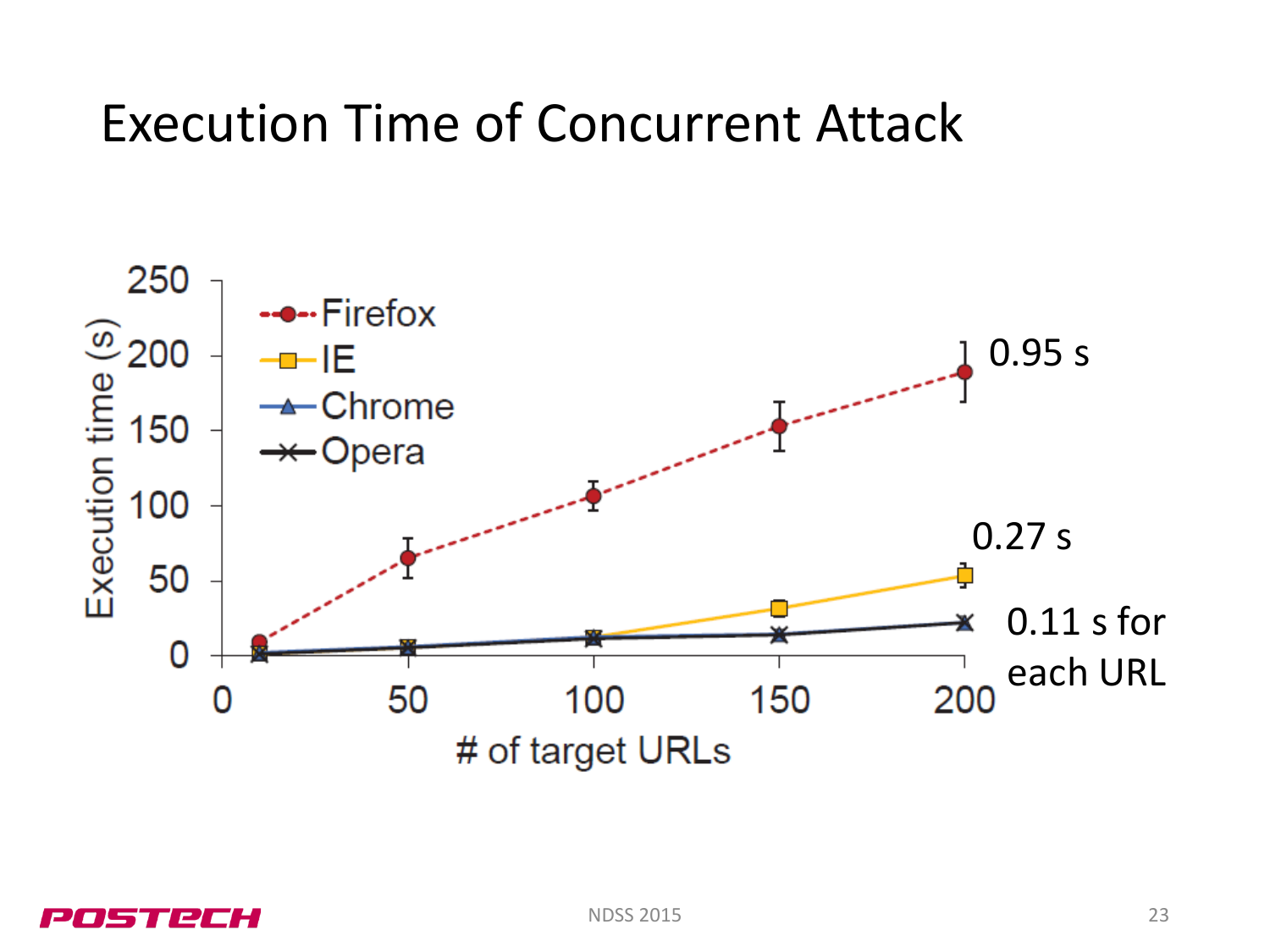# Execution Time of Concurrent Attack

0.95 s

0.27 s

0.11 s for each URL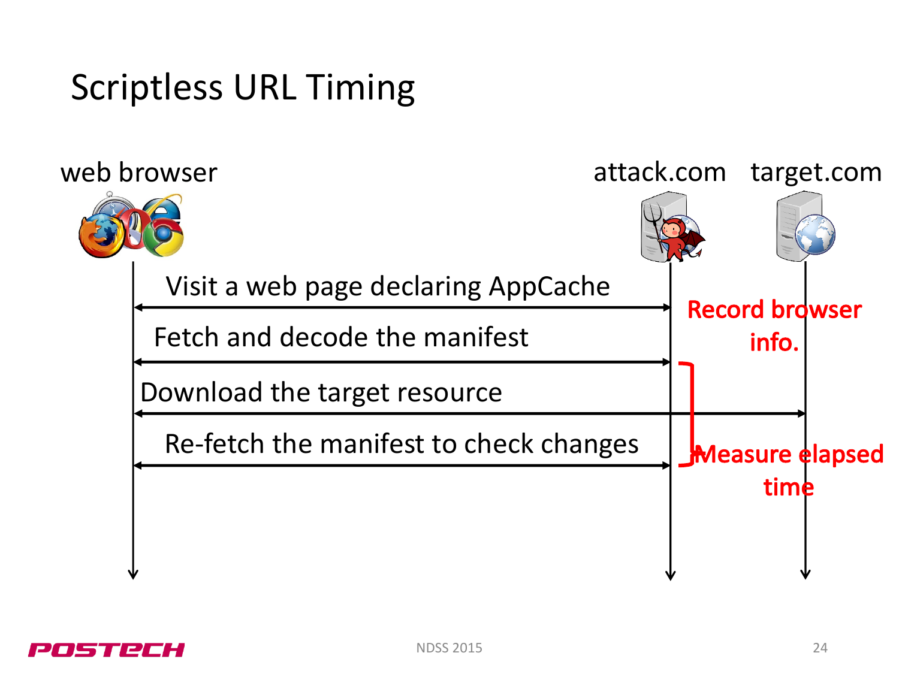# Scriptless URL Timing

web browser

attack.com

target.com

Visit a web page declaring AppCache

Record browser info.

Fetch and decode the manifest

Download the target resource

Re-fetch the manifest to check changes

Measure elapsed time